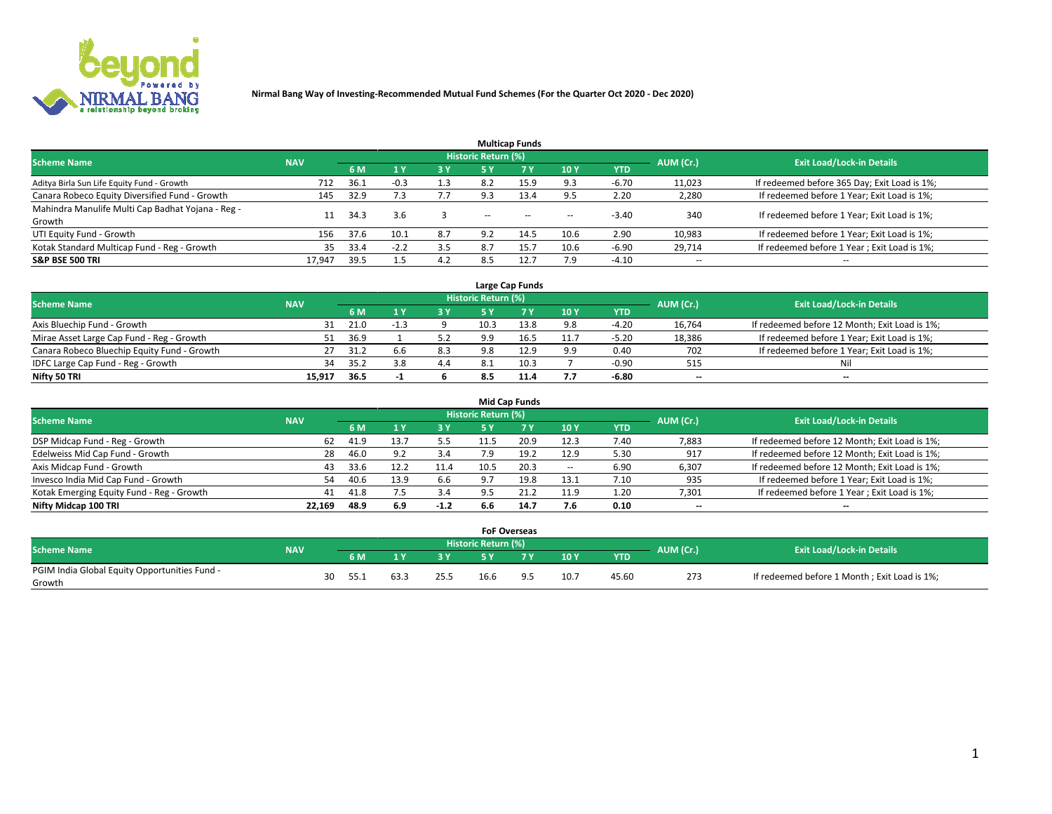**Nirmal Bang Way of Investing-Recommended Mutual Fund Schemes (For the Quarter Oct 2020 - Dec 2020)**

### Multicap Funds

| Scheme Name | NAV | Historic Return (%) | | | | | | | AUM (Cr.) | Exit Load/Lock-in Details |
|---|---|---|---|---|---|---|---|---|---|---|
| | | 6 M | 1 Y | 3 Y | 5 Y | 7 Y | 10 Y | YTD | | |
| Aditya Birla Sun Life Equity Fund - Growth | 712 | 36.1 | -0.3 | 1.3 | 8.2 | 15.9 | 9.3 | -6.70 | 11,023 | If redeemed before 365 Day; Exit Load is 1%; |
| Canara Robeco Equity Diversified Fund - Growth | 145 | 32.9 | 7.3 | 7.7 | 9.3 | 13.4 | 9.5 | 2.20 | 2,280 | If redeemed before 1 Year; Exit Load is 1%; |
| Mahindra Manulife Multi Cap Badhat Yojana - Reg - Growth | 11 | 34.3 | 3.6 | 3 | -- | -- | -- | -3.40 | 340 | If redeemed before 1 Year; Exit Load is 1%; |
| UTI Equity Fund - Growth | 156 | 37.6 | 10.1 | 8.7 | 9.2 | 14.5 | 10.6 | 2.90 | 10,983 | If redeemed before 1 Year; Exit Load is 1%; |
| Kotak Standard Multicap Fund - Reg - Growth | 35 | 33.4 | -2.2 | 3.5 | 8.7 | 15.7 | 10.6 | -6.90 | 29,714 | If redeemed before 1 Year ; Exit Load is 1%; |
| **S&P BSE 500 TRI** | **17,947** | **39.5** | **1.5** | **4.2** | **8.5** | **12.7** | **7.9** | **-4.10** | -- | -- |

### Large Cap Funds

| Scheme Name | NAV | Historic Return (%) | | | | | | | AUM (Cr.) | Exit Load/Lock-in Details |
|---|---|---|---|---|---|---|---|---|---|---|
| | | 6 M | 1 Y | 3 Y | 5 Y | 7 Y | 10 Y | YTD | | |
| Axis Bluechip Fund - Growth | 31 | 21.0 | -1.3 | 9 | 10.3 | 13.8 | 9.8 | -4.20 | 16,764 | If redeemed before 12 Month; Exit Load is 1%; |
| Mirae Asset Large Cap Fund - Reg - Growth | 51 | 36.9 | 1 | 5.2 | 9.9 | 16.5 | 11.7 | -5.20 | 18,386 | If redeemed before 1 Year; Exit Load is 1%; |
| Canara Robeco Bluechip Equity Fund - Growth | 27 | 31.2 | 6.6 | 8.3 | 9.8 | 12.9 | 9.9 | 0.40 | 702 | If redeemed before 1 Year; Exit Load is 1%; |
| IDFC Large Cap Fund - Reg - Growth | 34 | 35.2 | 3.8 | 4.4 | 8.1 | 10.3 | 7 | -0.90 | 515 | Nil |
| **Nifty 50 TRI** | **15,917** | **36.5** | **-1** | **6** | **8.5** | **11.4** | **7.7** | **-6.80** | -- | -- |

### Mid Cap Funds

| Scheme Name | NAV | Historic Return (%) | | | | | | | AUM (Cr.) | Exit Load/Lock-in Details |
|---|---|---|---|---|---|---|---|---|---|---|
| | | 6 M | 1 Y | 3 Y | 5 Y | 7 Y | 10 Y | YTD | | |
| DSP Midcap Fund - Reg - Growth | 62 | 41.9 | 13.7 | 5.5 | 11.5 | 20.9 | 12.3 | 7.40 | 7,883 | If redeemed before 12 Month; Exit Load is 1%; |
| Edelweiss Mid Cap Fund - Growth | 28 | 46.0 | 9.2 | 3.4 | 7.9 | 19.2 | 12.9 | 5.30 | 917 | If redeemed before 12 Month; Exit Load is 1%; |
| Axis Midcap Fund - Growth | 43 | 33.6 | 12.2 | 11.4 | 10.5 | 20.3 | -- | 6.90 | 6,307 | If redeemed before 12 Month; Exit Load is 1%; |
| Invesco India Mid Cap Fund - Growth | 54 | 40.6 | 13.9 | 6.6 | 9.7 | 19.8 | 13.1 | 7.10 | 935 | If redeemed before 1 Year; Exit Load is 1%; |
| Kotak Emerging Equity Fund - Reg - Growth | 41 | 41.8 | 7.5 | 3.4 | 9.5 | 21.2 | 11.9 | 1.20 | 7,301 | If redeemed before 1 Year ; Exit Load is 1%; |
| **Nifty Midcap 100 TRI** | **22,169** | **48.9** | **6.9** | **-1.2** | **6.6** | **14.7** | **7.6** | **0.10** | -- | -- |

### FoF Overseas

| Scheme Name | NAV | Historic Return (%) | | | | | | | AUM (Cr.) | Exit Load/Lock-in Details |
|---|---|---|---|---|---|---|---|---|---|---|
| | | 6 M | 1 Y | 3 Y | 5 Y | 7 Y | 10 Y | YTD | | |
| PGIM India Global Equity Opportunities Fund - Growth | 30 | 55.1 | 63.3 | 25.5 | 16.6 | 9.5 | 10.7 | 45.60 | 273 | If redeemed before 1 Month ; Exit Load is 1%; |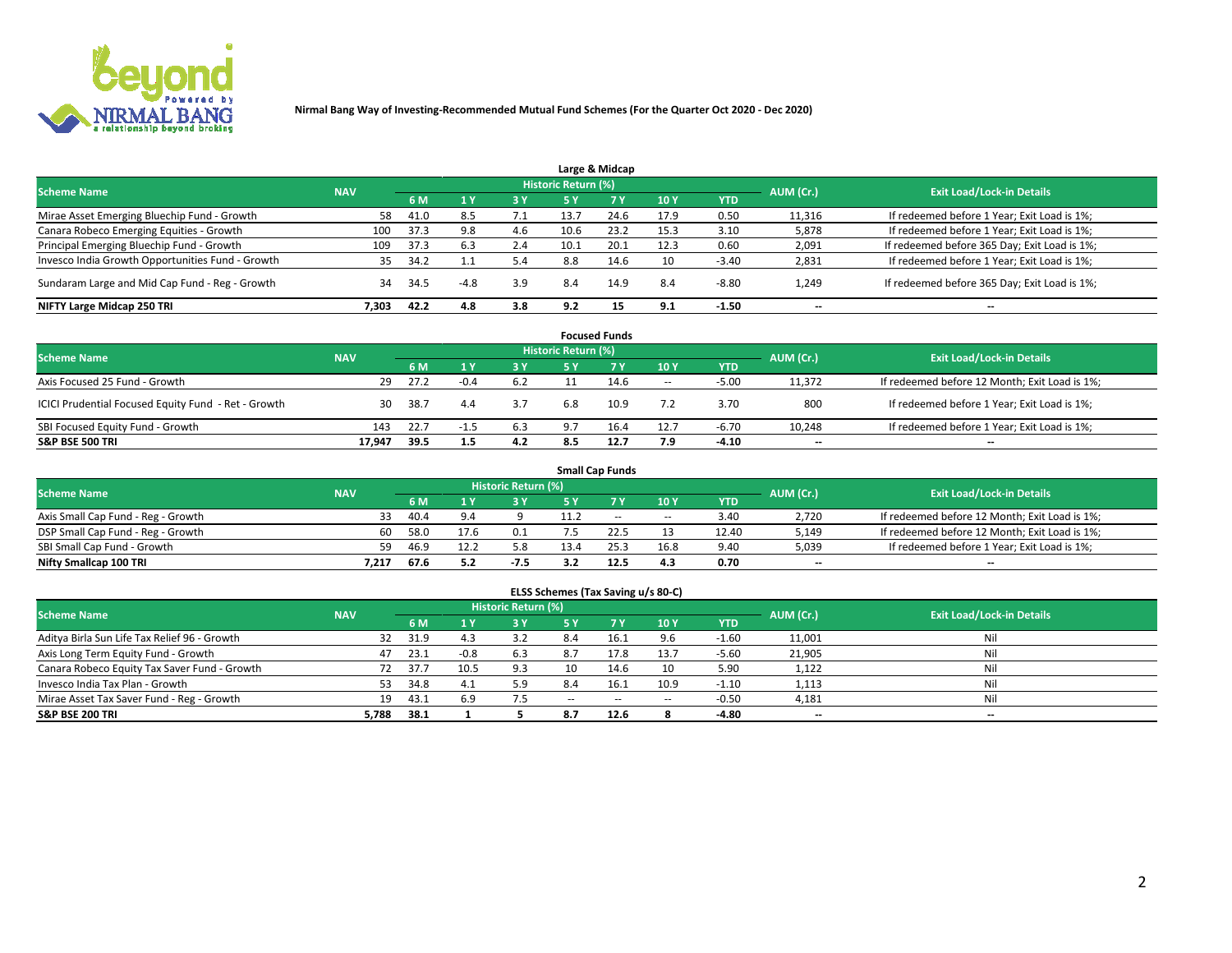Nirmal Bang Way of Investing-Recommended Mutual Fund Schemes (For the Quarter Oct 2020 - Dec 2020)

## Large & Midcap

| Scheme Name | NAV | Historic Return (%) | | | | | | | AUM (Cr.) | Exit Load/Lock-in Details |
|---|---|---|---|---|---|---|---|---|---|---|
| | | 6 M | 1 Y | 3 Y | 5 Y | 7 Y | 10 Y | YTD | | |
| Mirae Asset Emerging Bluechip Fund - Growth | 58 | 41.0 | 8.5 | 7.1 | 13.7 | 24.6 | 17.9 | 0.50 | 11,316 | If redeemed before 1 Year; Exit Load is 1%; |
| Canara Robeco Emerging Equities - Growth | 100 | 37.3 | 9.8 | 4.6 | 10.6 | 23.2 | 15.3 | 3.10 | 5,878 | If redeemed before 1 Year; Exit Load is 1%; |
| Principal Emerging Bluechip Fund - Growth | 109 | 37.3 | 6.3 | 2.4 | 10.1 | 20.1 | 12.3 | 0.60 | 2,091 | If redeemed before 365 Day; Exit Load is 1%; |
| Invesco India Growth Opportunities Fund - Growth | 35 | 34.2 | 1.1 | 5.4 | 8.8 | 14.6 | 10 | -3.40 | 2,831 | If redeemed before 1 Year; Exit Load is 1%; |
| Sundaram Large and Mid Cap Fund - Reg - Growth | 34 | 34.5 | -4.8 | 3.9 | 8.4 | 14.9 | 8.4 | -8.80 | 1,249 | If redeemed before 365 Day; Exit Load is 1%; |
| **NIFTY Large Midcap 250 TRI** | **7,303** | **42.2** | **4.8** | **3.8** | **9.2** | **15** | **9.1** | **-1.50** | -- | -- |

## Focused Funds

| Scheme Name | NAV | Historic Return (%) | | | | | | | AUM (Cr.) | Exit Load/Lock-in Details |
|---|---|---|---|---|---|---|---|---|---|---|
| | | 6 M | 1 Y | 3 Y | 5 Y | 7 Y | 10 Y | YTD | | |
| Axis Focused 25 Fund - Growth | 29 | 27.2 | -0.4 | 6.2 | 11 | 14.6 | -- | -5.00 | 11,372 | If redeemed before 12 Month; Exit Load is 1%; |
| ICICI Prudential Focused Equity Fund - Ret - Growth | 30 | 38.7 | 4.4 | 3.7 | 6.8 | 10.9 | 7.2 | 3.70 | 800 | If redeemed before 1 Year; Exit Load is 1%; |
| SBI Focused Equity Fund - Growth | 143 | 22.7 | -1.5 | 6.3 | 9.7 | 16.4 | 12.7 | -6.70 | 10,248 | If redeemed before 1 Year; Exit Load is 1%; |
| **S&P BSE 500 TRI** | **17,947** | **39.5** | **1.5** | **4.2** | **8.5** | **12.7** | **7.9** | **-4.10** | -- | -- |

## Small Cap Funds

| Scheme Name | NAV | Historic Return (%) | | | | | | | AUM (Cr.) | Exit Load/Lock-in Details |
|---|---|---|---|---|---|---|---|---|---|---|
| | | 6 M | 1 Y | 3 Y | 5 Y | 7 Y | 10 Y | YTD | | |
| Axis Small Cap Fund - Reg - Growth | 33 | 40.4 | 9.4 | 9 | 11.2 | -- | -- | 3.40 | 2,720 | If redeemed before 12 Month; Exit Load is 1%; |
| DSP Small Cap Fund - Reg - Growth | 60 | 58.0 | 17.6 | 0.1 | 7.5 | 22.5 | 13 | 12.40 | 5,149 | If redeemed before 12 Month; Exit Load is 1%; |
| SBI Small Cap Fund - Growth | 59 | 46.9 | 12.2 | 5.8 | 13.4 | 25.3 | 16.8 | 9.40 | 5,039 | If redeemed before 1 Year; Exit Load is 1%; |
| **Nifty Smallcap 100 TRI** | **7,217** | **67.6** | **5.2** | **-7.5** | **3.2** | **12.5** | **4.3** | **0.70** | -- | -- |

## ELSS Schemes (Tax Saving u/s 80-C)

| Scheme Name | NAV | Historic Return (%) | | | | | | | AUM (Cr.) | Exit Load/Lock-in Details |
|---|---|---|---|---|---|---|---|---|---|---|
| | | 6 M | 1 Y | 3 Y | 5 Y | 7 Y | 10 Y | YTD | | |
| Aditya Birla Sun Life Tax Relief 96 - Growth | 32 | 31.9 | 4.3 | 3.2 | 8.4 | 16.1 | 9.6 | -1.60 | 11,001 | Nil |
| Axis Long Term Equity Fund - Growth | 47 | 23.1 | -0.8 | 6.3 | 8.7 | 17.8 | 13.7 | -5.60 | 21,905 | Nil |
| Canara Robeco Equity Tax Saver Fund - Growth | 72 | 37.7 | 10.5 | 9.3 | 10 | 14.6 | 10 | 5.90 | 1,122 | Nil |
| Invesco India Tax Plan - Growth | 53 | 34.8 | 4.1 | 5.9 | 8.4 | 16.1 | 10.9 | -1.10 | 1,113 | Nil |
| Mirae Asset Tax Saver Fund - Reg - Growth | 19 | 43.1 | 6.9 | 7.5 | -- | -- | -- | -0.50 | 4,181 | Nil |
| **S&P BSE 200 TRI** | **5,788** | **38.1** | **1** | **5** | **8.7** | **12.6** | **8** | **-4.80** | -- | -- |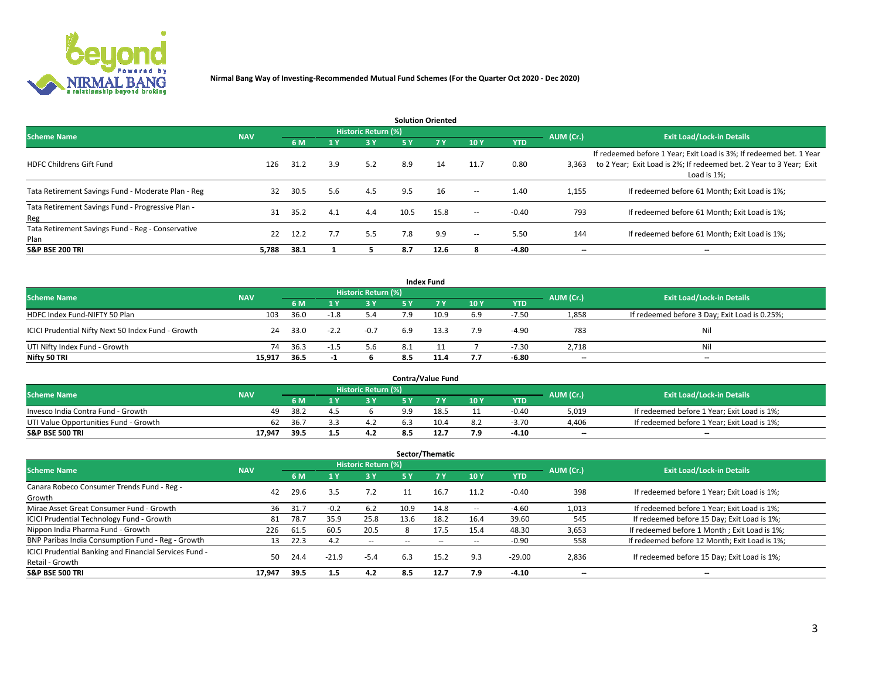Nirmal Bang Way of Investing-Recommended Mutual Fund Schemes (For the Quarter Oct 2020 - Dec 2020)

## Solution Oriented

| Scheme Name | NAV | Historic Return (%) | | | | | | | AUM (Cr.) | Exit Load/Lock-in Details |
|---|---|---|---|---|---|---|---|---|---|---|
| | | 6 M | 1 Y | 3 Y | 5 Y | 7 Y | 10 Y | YTD | | |
| HDFC Childrens Gift Fund | 126 | 31.2 | 3.9 | 5.2 | 8.9 | 14 | 11.7 | 0.80 | 3,363 | If redeemed before 1 Year; Exit Load is 3%; If redeemed bet. 1 Year to 2 Year; Exit Load is 2%; If redeemed bet. 2 Year to 3 Year; Exit Load is 1%; |
| Tata Retirement Savings Fund - Moderate Plan - Reg | 32 | 30.5 | 5.6 | 4.5 | 9.5 | 16 | -- | 1.40 | 1,155 | If redeemed before 61 Month; Exit Load is 1%; |
| Tata Retirement Savings Fund - Progressive Plan - Reg | 31 | 35.2 | 4.1 | 4.4 | 10.5 | 15.8 | -- | -0.40 | 793 | If redeemed before 61 Month; Exit Load is 1%; |
| Tata Retirement Savings Fund - Reg - Conservative Plan | 22 | 12.2 | 7.7 | 5.5 | 7.8 | 9.9 | -- | 5.50 | 144 | If redeemed before 61 Month; Exit Load is 1%; |
| **S&P BSE 200 TRI** | **5,788** | **38.1** | **1** | **5** | **8.7** | **12.6** | **8** | **-4.80** | **--** | **--** |

## Index Fund

| Scheme Name | NAV | Historic Return (%) | | | | | | | AUM (Cr.) | Exit Load/Lock-in Details |
|---|---|---|---|---|---|---|---|---|---|---|
| | | 6 M | 1 Y | 3 Y | 5 Y | 7 Y | 10 Y | YTD | | |
| HDFC Index Fund-NIFTY 50 Plan | 103 | 36.0 | -1.8 | 5.4 | 7.9 | 10.9 | 6.9 | -7.50 | 1,858 | If redeemed before 3 Day; Exit Load is 0.25%; |
| ICICI Prudential Nifty Next 50 Index Fund - Growth | 24 | 33.0 | -2.2 | -0.7 | 6.9 | 13.3 | 7.9 | -4.90 | 783 | Nil |
| UTI Nifty Index Fund - Growth | 74 | 36.3 | -1.5 | 5.6 | 8.1 | 11 | 7 | -7.30 | 2,718 | Nil |
| **Nifty 50 TRI** | **15,917** | **36.5** | **-1** | **6** | **8.5** | **11.4** | **7.7** | **-6.80** | **--** | **--** |

## Contra/Value Fund

| Scheme Name | NAV | Historic Return (%) | | | | | | | AUM (Cr.) | Exit Load/Lock-in Details |
|---|---|---|---|---|---|---|---|---|---|---|
| | | 6 M | 1 Y | 3 Y | 5 Y | 7 Y | 10 Y | YTD | | |
| Invesco India Contra Fund - Growth | 49 | 38.2 | 4.5 | 6 | 9.9 | 18.5 | 11 | -0.40 | 5,019 | If redeemed before 1 Year; Exit Load is 1%; |
| UTI Value Opportunities Fund - Growth | 62 | 36.7 | 3.3 | 4.2 | 6.3 | 10.4 | 8.2 | -3.70 | 4,406 | If redeemed before 1 Year; Exit Load is 1%; |
| **S&P BSE 500 TRI** | **17,947** | **39.5** | **1.5** | **4.2** | **8.5** | **12.7** | **7.9** | **-4.10** | **--** | **--** |

## Sector/Thematic

| Scheme Name | NAV | Historic Return (%) | | | | | | | AUM (Cr.) | Exit Load/Lock-in Details |
|---|---|---|---|---|---|---|---|---|---|---|
| | | 6 M | 1 Y | 3 Y | 5 Y | 7 Y | 10 Y | YTD | | |
| Canara Robeco Consumer Trends Fund - Reg - Growth | 42 | 29.6 | 3.5 | 7.2 | 11 | 16.7 | 11.2 | -0.40 | 398 | If redeemed before 1 Year; Exit Load is 1%; |
| Mirae Asset Great Consumer Fund - Growth | 36 | 31.7 | -0.2 | 6.2 | 10.9 | 14.8 | -- | -4.60 | 1,013 | If redeemed before 1 Year; Exit Load is 1%; |
| ICICI Prudential Technology Fund - Growth | 81 | 78.7 | 35.9 | 25.8 | 13.6 | 18.2 | 16.4 | 39.60 | 545 | If redeemed before 15 Day; Exit Load is 1%; |
| Nippon India Pharma Fund - Growth | 226 | 61.5 | 60.5 | 20.5 | 8 | 17.5 | 15.4 | 48.30 | 3,653 | If redeemed before 1 Month ; Exit Load is 1%; |
| BNP Paribas India Consumption Fund - Reg - Growth | 13 | 22.3 | 4.2 | -- | -- | -- | -- | -0.90 | 558 | If redeemed before 12 Month; Exit Load is 1%; |
| ICICI Prudential Banking and Financial Services Fund - Retail - Growth | 50 | 24.4 | -21.9 | -5.4 | 6.3 | 15.2 | 9.3 | -29.00 | 2,836 | If redeemed before 15 Day; Exit Load is 1%; |
| **S&P BSE 500 TRI** | **17,947** | **39.5** | **1.5** | **4.2** | **8.5** | **12.7** | **7.9** | **-4.10** | **--** | **--** |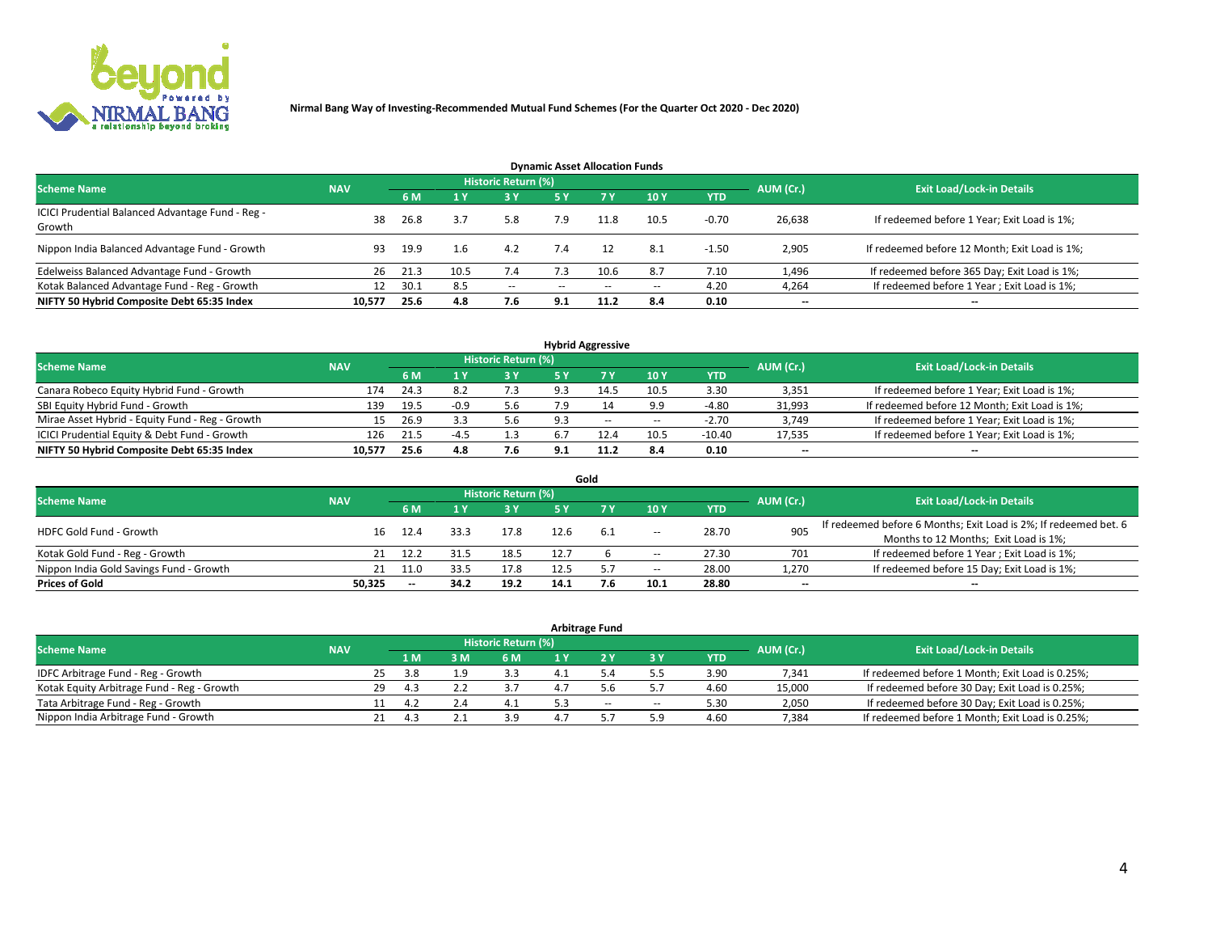**Nirmal Bang Way of Investing-Recommended Mutual Fund Schemes (For the Quarter Oct 2020 - Dec 2020)**

### Dynamic Asset Allocation Funds

| Scheme Name | NAV | Historic Return (%) | | | | | | | AUM (Cr.) | Exit Load/Lock-in Details |
|---|---|---|---|---|---|---|---|---|---|---|
| | | 6 M | 1 Y | 3 Y | 5 Y | 7 Y | 10 Y | YTD | | |
| ICICI Prudential Balanced Advantage Fund - Reg - Growth | 38 | 26.8 | 3.7 | 5.8 | 7.9 | 11.8 | 10.5 | -0.70 | 26,638 | If redeemed before 1 Year; Exit Load is 1%; |
| Nippon India Balanced Advantage Fund - Growth | 93 | 19.9 | 1.6 | 4.2 | 7.4 | 12 | 8.1 | -1.50 | 2,905 | If redeemed before 12 Month; Exit Load is 1%; |
| Edelweiss Balanced Advantage Fund - Growth | 26 | 21.3 | 10.5 | 7.4 | 7.3 | 10.6 | 8.7 | 7.10 | 1,496 | If redeemed before 365 Day; Exit Load is 1%; |
| Kotak Balanced Advantage Fund - Reg - Growth | 12 | 30.1 | 8.5 | -- | -- | -- | -- | 4.20 | 4,264 | If redeemed before 1 Year ; Exit Load is 1%; |
| **NIFTY 50 Hybrid Composite Debt 65:35 Index** | **10,577** | **25.6** | **4.8** | **7.6** | **9.1** | **11.2** | **8.4** | **0.10** | **--** | **--** |

### Hybrid Aggressive

| Scheme Name | NAV | Historic Return (%) | | | | | | | AUM (Cr.) | Exit Load/Lock-in Details |
|---|---|---|---|---|---|---|---|---|---|---|
| | | 6 M | 1 Y | 3 Y | 5 Y | 7 Y | 10 Y | YTD | | |
| Canara Robeco Equity Hybrid Fund - Growth | 174 | 24.3 | 8.2 | 7.3 | 9.3 | 14.5 | 10.5 | 3.30 | 3,351 | If redeemed before 1 Year; Exit Load is 1%; |
| SBI Equity Hybrid Fund - Growth | 139 | 19.5 | -0.9 | 5.6 | 7.9 | 14 | 9.9 | -4.80 | 31,993 | If redeemed before 12 Month; Exit Load is 1%; |
| Mirae Asset Hybrid - Equity Fund - Reg - Growth | 15 | 26.9 | 3.3 | 5.6 | 9.3 | -- | -- | -2.70 | 3,749 | If redeemed before 1 Year; Exit Load is 1%; |
| ICICI Prudential Equity & Debt Fund - Growth | 126 | 21.5 | -4.5 | 1.3 | 6.7 | 12.4 | 10.5 | -10.40 | 17,535 | If redeemed before 1 Year; Exit Load is 1%; |
| **NIFTY 50 Hybrid Composite Debt 65:35 Index** | **10,577** | **25.6** | **4.8** | **7.6** | **9.1** | **11.2** | **8.4** | **0.10** | **--** | **--** |

### Gold

| Scheme Name | NAV | Historic Return (%) | | | | | | | AUM (Cr.) | Exit Load/Lock-in Details |
|---|---|---|---|---|---|---|---|---|---|---|
| | | 6 M | 1 Y | 3 Y | 5 Y | 7 Y | 10 Y | YTD | | |
| HDFC Gold Fund - Growth | 16 | 12.4 | 33.3 | 17.8 | 12.6 | 6.1 | -- | 28.70 | 905 | If redeemed before 6 Months; Exit Load is 2%; If redeemed bet. 6 Months to 12 Months; Exit Load is 1%; |
| Kotak Gold Fund - Reg - Growth | 21 | 12.2 | 31.5 | 18.5 | 12.7 | 6 | -- | 27.30 | 701 | If redeemed before 1 Year ; Exit Load is 1%; |
| Nippon India Gold Savings Fund - Growth | 21 | 11.0 | 33.5 | 17.8 | 12.5 | 5.7 | -- | 28.00 | 1,270 | If redeemed before 15 Day; Exit Load is 1%; |
| **Prices of Gold** | **50,325** | **--** | **34.2** | **19.2** | **14.1** | **7.6** | **10.1** | **28.80** | **--** | **--** |

### Arbitrage Fund

| Scheme Name | NAV | Historic Return (%) | | | | | | | AUM (Cr.) | Exit Load/Lock-in Details |
|---|---|---|---|---|---|---|---|---|---|---|
| | | 1 M | 3 M | 6 M | 1 Y | 2 Y | 3 Y | YTD | | |
| IDFC Arbitrage Fund - Reg - Growth | 25 | 3.8 | 1.9 | 3.3 | 4.1 | 5.4 | 5.5 | 3.90 | 7,341 | If redeemed before 1 Month; Exit Load is 0.25%; |
| Kotak Equity Arbitrage Fund - Reg - Growth | 29 | 4.3 | 2.2 | 3.7 | 4.7 | 5.6 | 5.7 | 4.60 | 15,000 | If redeemed before 30 Day; Exit Load is 0.25%; |
| Tata Arbitrage Fund - Reg - Growth | 11 | 4.2 | 2.4 | 4.1 | 5.3 | -- | -- | 5.30 | 2,050 | If redeemed before 30 Day; Exit Load is 0.25%; |
| Nippon India Arbitrage Fund - Growth | 21 | 4.3 | 2.1 | 3.9 | 4.7 | 5.7 | 5.9 | 4.60 | 7,384 | If redeemed before 1 Month; Exit Load is 0.25%; |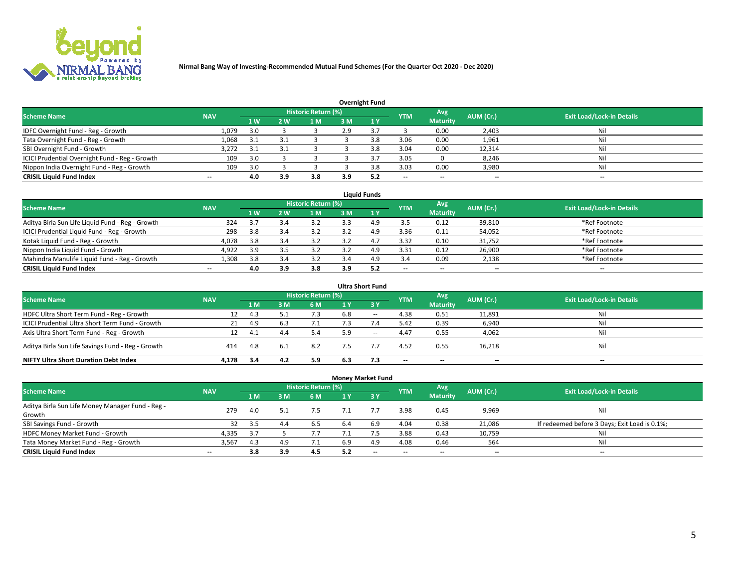**Nirmal Bang Way of Investing-Recommended Mutual Fund Schemes (For the Quarter Oct 2020 - Dec 2020)**

### Overnight Fund

| Scheme Name | NAV | Historic Return (%) | | | | | YTM | Avg Maturity | AUM (Cr.) | Exit Load/Lock-in Details |
|---|---|---|---|---|---|---|---|---|---|---|
| | | 1 W | 2 W | 1 M | 3 M | 1 Y | | | | |
| IDFC Overnight Fund - Reg - Growth | 1,079 | 3.0 | 3 | 3 | 2.9 | 3.7 | 3 | 0.00 | 2,403 | Nil |
| Tata Overnight Fund - Reg - Growth | 1,068 | 3.1 | 3.1 | 3 | 3 | 3.8 | 3.06 | 0.00 | 1,961 | Nil |
| SBI Overnight Fund - Growth | 3,272 | 3.1 | 3.1 | 3 | 3 | 3.8 | 3.04 | 0.00 | 12,314 | Nil |
| ICICI Prudential Overnight Fund - Reg - Growth | 109 | 3.0 | 3 | 3 | 3 | 3.7 | 3.05 | 0 | 8,246 | Nil |
| Nippon India Overnight Fund - Reg - Growth | 109 | 3.0 | 3 | 3 | 3 | 3.8 | 3.03 | 0.00 | 3,980 | Nil |
| **CRISIL Liquid Fund Index** | -- | **4.0** | **3.9** | **3.8** | **3.9** | **5.2** | -- | -- | -- | -- |

### Liquid Funds

| Scheme Name | NAV | Historic Return (%) | | | | | YTM | Avg Maturity | AUM (Cr.) | Exit Load/Lock-in Details |
|---|---|---|---|---|---|---|---|---|---|---|
| | | 1 W | 2 W | 1 M | 3 M | 1 Y | | | | |
| Aditya Birla Sun Life Liquid Fund - Reg - Growth | 324 | 3.7 | 3.4 | 3.2 | 3.3 | 4.9 | 3.5 | 0.12 | 39,810 | *Ref Footnote |
| ICICI Prudential Liquid Fund - Reg - Growth | 298 | 3.8 | 3.4 | 3.2 | 3.2 | 4.9 | 3.36 | 0.11 | 54,052 | *Ref Footnote |
| Kotak Liquid Fund - Reg - Growth | 4,078 | 3.8 | 3.4 | 3.2 | 3.2 | 4.7 | 3.32 | 0.10 | 31,752 | *Ref Footnote |
| Nippon India Liquid Fund - Growth | 4,922 | 3.9 | 3.5 | 3.2 | 3.2 | 4.9 | 3.31 | 0.12 | 26,900 | *Ref Footnote |
| Mahindra Manulife Liquid Fund - Reg - Growth | 1,308 | 3.8 | 3.4 | 3.2 | 3.4 | 4.9 | 3.4 | 0.09 | 2,138 | *Ref Footnote |
| **CRISIL Liquid Fund Index** | -- | **4.0** | **3.9** | **3.8** | **3.9** | **5.2** | -- | -- | -- | -- |

### Ultra Short Fund

| Scheme Name | NAV | Historic Return (%) | | | | | YTM | Avg Maturity | AUM (Cr.) | Exit Load/Lock-in Details |
|---|---|---|---|---|---|---|---|---|---|---|
| | | 1 M | 3 M | 6 M | 1 Y | 3 Y | | | | |
| HDFC Ultra Short Term Fund - Reg - Growth | 12 | 4.3 | 5.1 | 7.3 | 6.8 | -- | 4.38 | 0.51 | 11,891 | Nil |
| ICICI Prudential Ultra Short Term Fund - Growth | 21 | 4.9 | 6.3 | 7.1 | 7.3 | 7.4 | 5.42 | 0.39 | 6,940 | Nil |
| Axis Ultra Short Term Fund - Reg - Growth | 12 | 4.1 | 4.4 | 5.4 | 5.9 | -- | 4.47 | 0.55 | 4,062 | Nil |
| Aditya Birla Sun Life Savings Fund - Reg - Growth | 414 | 4.8 | 6.1 | 8.2 | 7.5 | 7.7 | 4.52 | 0.55 | 16,218 | Nil |
| **NIFTY Ultra Short Duration Debt Index** | **4,178** | **3.4** | **4.2** | **5.9** | **6.3** | **7.3** | -- | -- | -- | -- |

### Money Market Fund

| Scheme Name | NAV | Historic Return (%) | | | | | YTM | Avg Maturity | AUM (Cr.) | Exit Load/Lock-in Details |
|---|---|---|---|---|---|---|---|---|---|---|
| | | 1 M | 3 M | 6 M | 1 Y | 3 Y | | | | |
| Aditya Birla Sun Life Money Manager Fund - Reg - Growth | 279 | 4.0 | 5.1 | 7.5 | 7.1 | 7.7 | 3.98 | 0.45 | 9,969 | Nil |
| SBI Savings Fund - Growth | 32 | 3.5 | 4.4 | 6.5 | 6.4 | 6.9 | 4.04 | 0.38 | 21,086 | If redeemed before 3 Days; Exit Load is 0.1%; |
| HDFC Money Market Fund - Growth | 4,335 | 3.7 | 5 | 7.7 | 7.1 | 7.5 | 3.88 | 0.43 | 10,759 | Nil |
| Tata Money Market Fund - Reg - Growth | 3,567 | 4.3 | 4.9 | 7.1 | 6.9 | 4.9 | 4.08 | 0.46 | 564 | Nil |
| **CRISIL Liquid Fund Index** | -- | **3.8** | **3.9** | **4.5** | **5.2** | -- | -- | -- | -- | -- |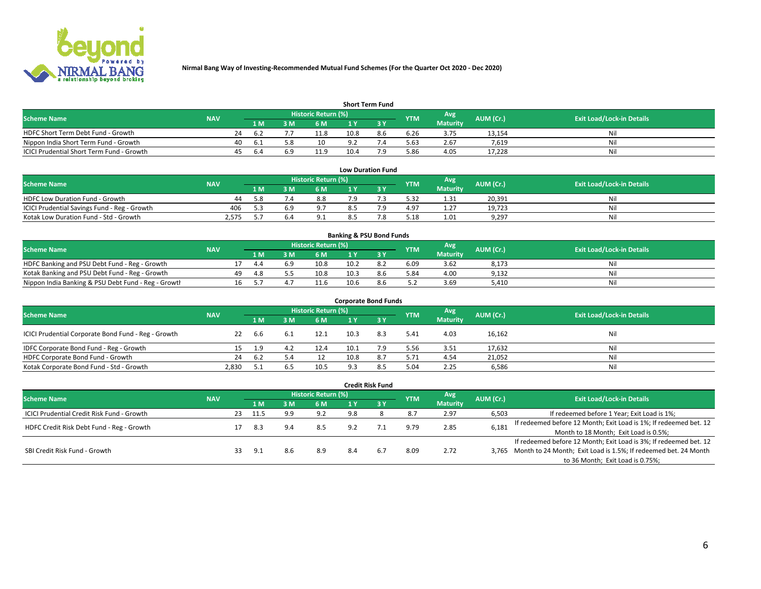**Nirmal Bang Way of Investing-Recommended Mutual Fund Schemes (For the Quarter Oct 2020 - Dec 2020)**

### Short Term Fund

| Scheme Name | NAV | Historic Return (%) | | | | | YTM | Avg Maturity | AUM (Cr.) | Exit Load/Lock-in Details |
|---|---|---|---|---|---|---|---|---|---|---|
| | | 1 M | 3 M | 6 M | 1 Y | 3 Y | | | | |
| HDFC Short Term Debt Fund - Growth | 24 | 6.2 | 7.7 | 11.8 | 10.8 | 8.6 | 6.26 | 3.75 | 13,154 | Nil |
| Nippon India Short Term Fund - Growth | 40 | 6.1 | 5.8 | 10 | 9.2 | 7.4 | 5.63 | 2.67 | 7,619 | Nil |
| ICICI Prudential Short Term Fund - Growth | 45 | 6.4 | 6.9 | 11.9 | 10.4 | 7.9 | 5.86 | 4.05 | 17,228 | Nil |

### Low Duration Fund

| Scheme Name | NAV | Historic Return (%) | | | | | YTM | Avg Maturity | AUM (Cr.) | Exit Load/Lock-in Details |
|---|---|---|---|---|---|---|---|---|---|---|
| | | 1 M | 3 M | 6 M | 1 Y | 3 Y | | | | |
| HDFC Low Duration Fund - Growth | 44 | 5.8 | 7.4 | 8.8 | 7.9 | 7.3 | 5.32 | 1.31 | 20,391 | Nil |
| ICICI Prudential Savings Fund - Reg - Growth | 406 | 5.3 | 6.9 | 9.7 | 8.5 | 7.9 | 4.97 | 1.27 | 19,723 | Nil |
| Kotak Low Duration Fund - Std - Growth | 2,575 | 5.7 | 6.4 | 9.1 | 8.5 | 7.8 | 5.18 | 1.01 | 9,297 | Nil |

### Banking & PSU Bond Funds

| Scheme Name | NAV | Historic Return (%) | | | | | YTM | Avg Maturity | AUM (Cr.) | Exit Load/Lock-in Details |
|---|---|---|---|---|---|---|---|---|---|---|
| | | 1 M | 3 M | 6 M | 1 Y | 3 Y | | | | |
| HDFC Banking and PSU Debt Fund - Reg - Growth | 17 | 4.4 | 6.9 | 10.8 | 10.2 | 8.2 | 6.09 | 3.62 | 8,173 | Nil |
| Kotak Banking and PSU Debt Fund - Reg - Growth | 49 | 4.8 | 5.5 | 10.8 | 10.3 | 8.6 | 5.84 | 4.00 | 9,132 | Nil |
| Nippon India Banking & PSU Debt Fund - Reg - Growth | 16 | 5.7 | 4.7 | 11.6 | 10.6 | 8.6 | 5.2 | 3.69 | 5,410 | Nil |

### Corporate Bond Funds

| Scheme Name | NAV | Historic Return (%) | | | | | YTM | Avg Maturity | AUM (Cr.) | Exit Load/Lock-in Details |
|---|---|---|---|---|---|---|---|---|---|---|
| | | 1 M | 3 M | 6 M | 1 Y | 3 Y | | | | |
| ICICI Prudential Corporate Bond Fund - Reg - Growth | 22 | 6.6 | 6.1 | 12.1 | 10.3 | 8.3 | 5.41 | 4.03 | 16,162 | Nil |
| IDFC Corporate Bond Fund - Reg - Growth | 15 | 1.9 | 4.2 | 12.4 | 10.1 | 7.9 | 5.56 | 3.51 | 17,632 | Nil |
| HDFC Corporate Bond Fund - Growth | 24 | 6.2 | 5.4 | 12 | 10.8 | 8.7 | 5.71 | 4.54 | 21,052 | Nil |
| Kotak Corporate Bond Fund - Std - Growth | 2,830 | 5.1 | 6.5 | 10.5 | 9.3 | 8.5 | 5.04 | 2.25 | 6,586 | Nil |

### Credit Risk Fund

| Scheme Name | NAV | Historic Return (%) | | | | | YTM | Avg Maturity | AUM (Cr.) | Exit Load/Lock-in Details |
|---|---|---|---|---|---|---|---|---|---|---|
| | | 1 M | 3 M | 6 M | 1 Y | 3 Y | | | | |
| ICICI Prudential Credit Risk Fund - Growth | 23 | 11.5 | 9.9 | 9.2 | 9.8 | 8 | 8.7 | 2.97 | 6,503 | If redeemed before 1 Year; Exit Load is 1%; |
| HDFC Credit Risk Debt Fund - Reg - Growth | 17 | 8.3 | 9.4 | 8.5 | 9.2 | 7.1 | 9.79 | 2.85 | 6,181 | If redeemed before 12 Month; Exit Load is 1%; If redeemed bet. 12 Month to 18 Month; Exit Load is 0.5%; |
| SBI Credit Risk Fund - Growth | 33 | 9.1 | 8.6 | 8.9 | 8.4 | 6.7 | 8.09 | 2.72 | 3,765 | If redeemed before 12 Month; Exit Load is 3%; If redeemed bet. 12 Month to 24 Month; Exit Load is 1.5%; If redeemed bet. 24 Month to 36 Month; Exit Load is 0.75%; |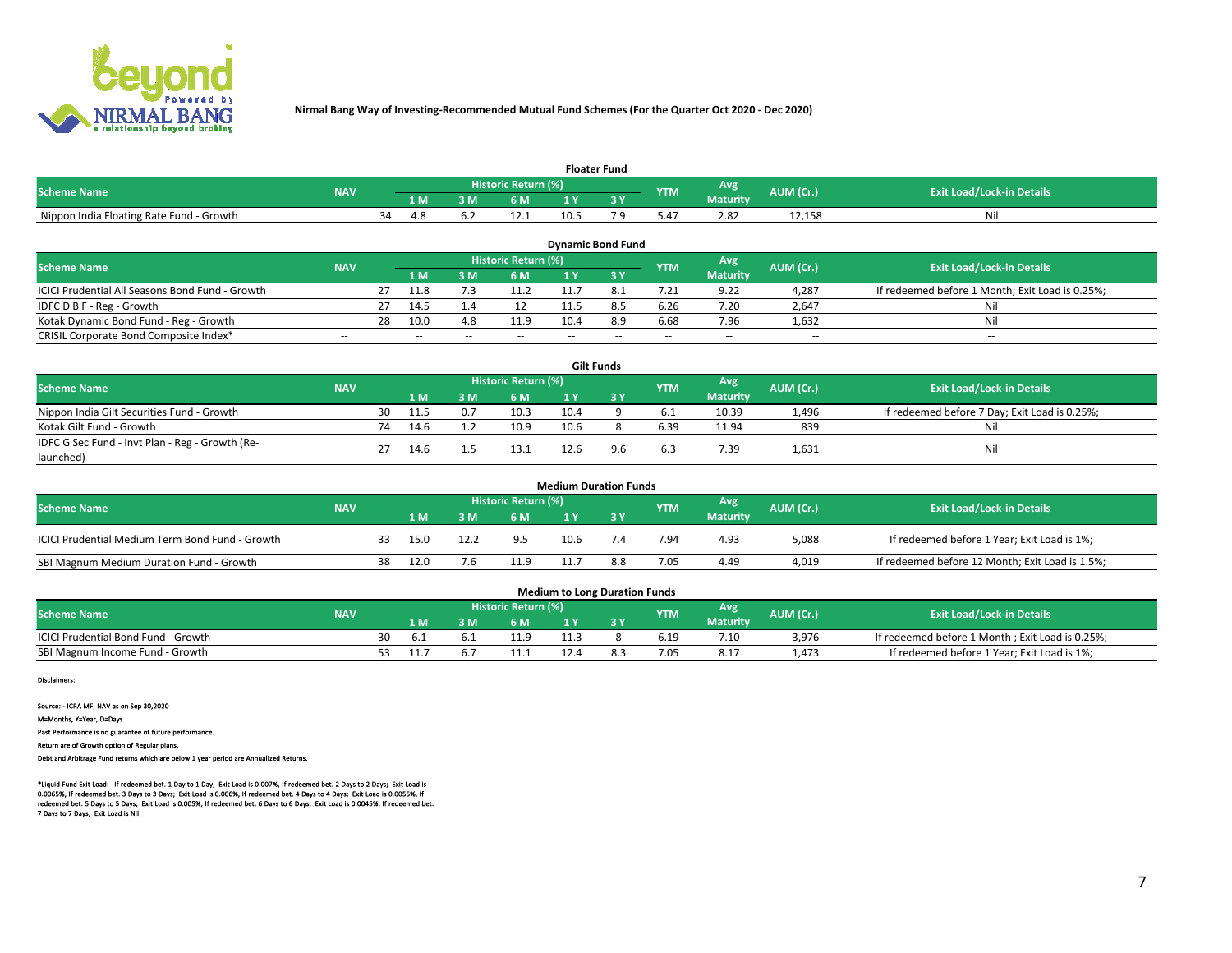Nirmal Bang Way of Investing-Recommended Mutual Fund Schemes (For the Quarter Oct 2020 - Dec 2020)

### Floater Fund

| Scheme Name | NAV | Historic Return (%) | | | | | YTM | Avg Maturity | AUM (Cr.) | Exit Load/Lock-in Details |
|---|---|---|---|---|---|---|---|---|---|---|
| | | 1 M | 3 M | 6 M | 1 Y | 3 Y | | | | |
| Nippon India Floating Rate Fund - Growth | 34 | 4.8 | 6.2 | 12.1 | 10.5 | 7.9 | 5.47 | 2.82 | 12,158 | Nil |

### Dynamic Bond Fund

| Scheme Name | NAV | Historic Return (%) | | | | | YTM | Avg Maturity | AUM (Cr.) | Exit Load/Lock-in Details |
|---|---|---|---|---|---|---|---|---|---|---|
| | | 1 M | 3 M | 6 M | 1 Y | 3 Y | | | | |
| ICICI Prudential All Seasons Bond Fund - Growth | 27 | 11.8 | 7.3 | 11.2 | 11.7 | 8.1 | 7.21 | 9.22 | 4,287 | If redeemed before 1 Month; Exit Load is 0.25%; |
| IDFC D B F - Reg - Growth | 27 | 14.5 | 1.4 | 12 | 11.5 | 8.5 | 6.26 | 7.20 | 2,647 | Nil |
| Kotak Dynamic Bond Fund - Reg - Growth | 28 | 10.0 | 4.8 | 11.9 | 10.4 | 8.9 | 6.68 | 7.96 | 1,632 | Nil |
| CRISIL Corporate Bond Composite Index* | -- | -- | -- | -- | -- | -- | -- | -- | -- | -- |

### Gilt Funds

| Scheme Name | NAV | Historic Return (%) | | | | | YTM | Avg Maturity | AUM (Cr.) | Exit Load/Lock-in Details |
|---|---|---|---|---|---|---|---|---|---|---|
| | | 1 M | 3 M | 6 M | 1 Y | 3 Y | | | | |
| Nippon India Gilt Securities Fund - Growth | 30 | 11.5 | 0.7 | 10.3 | 10.4 | 9 | 6.1 | 10.39 | 1,496 | If redeemed before 7 Day; Exit Load is 0.25%; |
| Kotak Gilt Fund - Growth | 74 | 14.6 | 1.2 | 10.9 | 10.6 | 8 | 6.39 | 11.94 | 839 | Nil |
| IDFC G Sec Fund - Invt Plan - Reg - Growth (Re-launched) | 27 | 14.6 | 1.5 | 13.1 | 12.6 | 9.6 | 6.3 | 7.39 | 1,631 | Nil |

### Medium Duration Funds

| Scheme Name | NAV | Historic Return (%) | | | | | YTM | Avg Maturity | AUM (Cr.) | Exit Load/Lock-in Details |
|---|---|---|---|---|---|---|---|---|---|---|
| | | 1 M | 3 M | 6 M | 1 Y | 3 Y | | | | |
| ICICI Prudential Medium Term Bond Fund - Growth | 33 | 15.0 | 12.2 | 9.5 | 10.6 | 7.4 | 7.94 | 4.93 | 5,088 | If redeemed before 1 Year; Exit Load is 1%; |
| SBI Magnum Medium Duration Fund - Growth | 38 | 12.0 | 7.6 | 11.9 | 11.7 | 8.8 | 7.05 | 4.49 | 4,019 | If redeemed before 12 Month; Exit Load is 1.5%; |

### Medium to Long Duration Funds

| Scheme Name | NAV | Historic Return (%) | | | | | YTM | Avg Maturity | AUM (Cr.) | Exit Load/Lock-in Details |
|---|---|---|---|---|---|---|---|---|---|---|
| | | 1 M | 3 M | 6 M | 1 Y | 3 Y | | | | |
| ICICI Prudential Bond Fund - Growth | 30 | 6.1 | 6.1 | 11.9 | 11.3 | 8 | 6.19 | 7.10 | 3,976 | If redeemed before 1 Month ; Exit Load is 0.25%; |
| SBI Magnum Income Fund - Growth | 53 | 11.7 | 6.7 | 11.1 | 12.4 | 8.3 | 7.05 | 8.17 | 1,473 | If redeemed before 1 Year; Exit Load is 1%; |

Disclaimers:

Source: - ICRA MF, NAV as on Sep 30,2020

M=Months, Y=Year, D=Days

Past Performance is no guarantee of future performance.

Return are of Growth option of Regular plans.

Debt and Arbitrage Fund returns which are below 1 year period are Annualized Returns.

*Liquid Fund Exit Load: If redeemed bet. 1 Day to 1 Day; Exit Load is 0.007%, If redeemed bet. 2 Days to 2 Days; Exit Load is 0.0065%, If redeemed bet. 3 Days to 3 Days; Exit Load is 0.006%, If redeemed bet. 4 Days to 4 Days; Exit Load is 0.0055%, If redeemed bet. 5 Days to 5 Days; Exit Load is 0.005%, If redeemed bet. 6 Days to 6 Days; Exit Load is 0.0045%, If redeemed bet. 7 Days to 7 Days; Exit Load is Nil